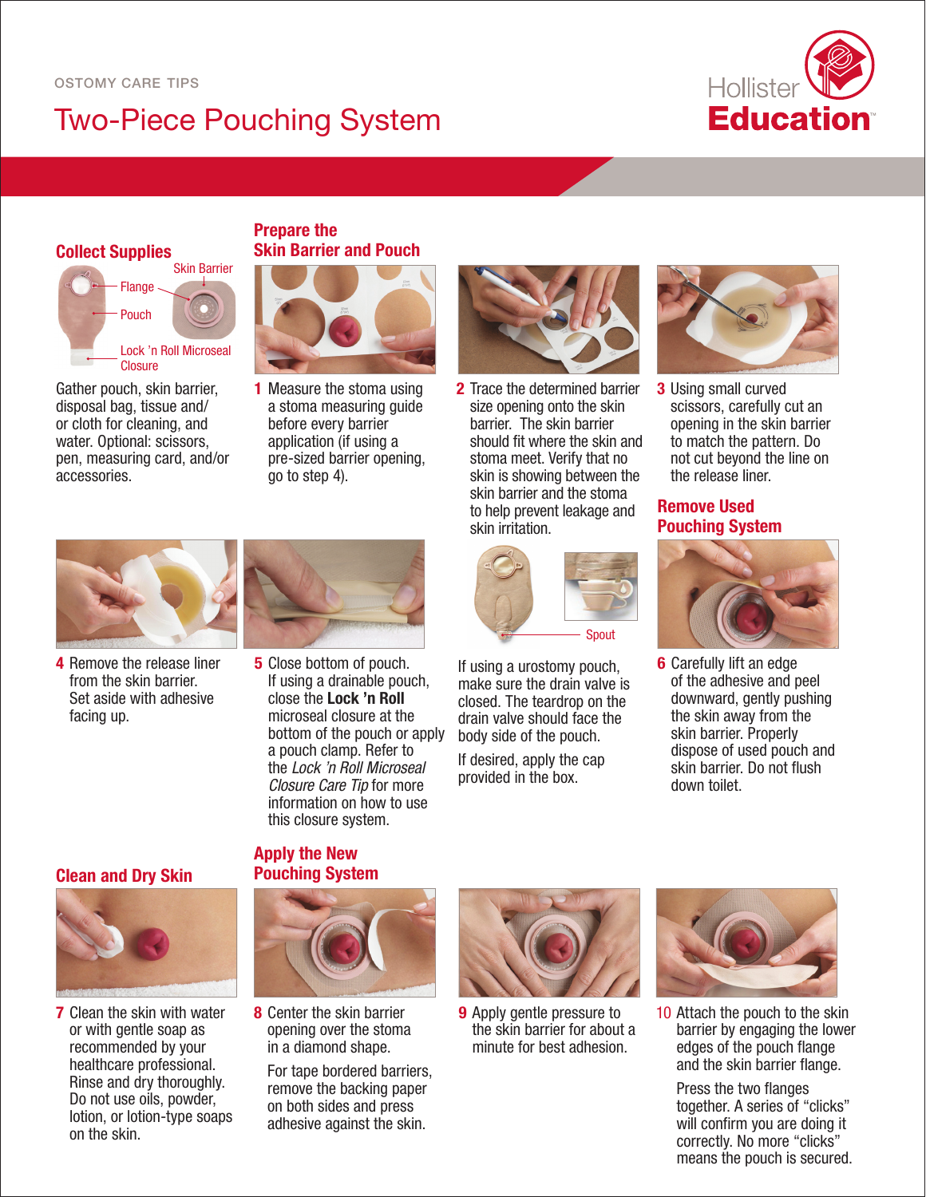OSTOMY CARE TIPS

# Two-Piece Pouching System

Hollister Education

## Collect Supplies

Skin Barrier
Flange
Pouch
Lock 'n Roll Microseal Closure

Gather pouch, skin barrier, disposal bag, tissue and/ or cloth for cleaning, and water. Optional: scissors, pen, measuring card, and/or accessories.

## Prepare the Skin Barrier and Pouch

**1** Measure the stoma using a stoma measuring guide before every barrier application (if using a pre-sized barrier opening, go to step 4).

**2** Trace the determined barrier size opening onto the skin barrier. The skin barrier should fit where the skin and stoma meet. Verify that no skin is showing between the skin barrier and the stoma to help prevent leakage and skin irritation.

**3** Using small curved scissors, carefully cut an opening in the skin barrier to match the pattern. Do not cut beyond the line on the release liner.

**4** Remove the release liner from the skin barrier. Set aside with adhesive facing up.

**5** Close bottom of pouch. If using a drainable pouch, close the **Lock 'n Roll** microseal closure at the bottom of the pouch or apply a pouch clamp. Refer to the *Lock 'n Roll Microseal Closure Care Tip* for more information on how to use this closure system.

Spout

If using a urostomy pouch, make sure the drain valve is closed. The teardrop on the drain valve should face the body side of the pouch.

If desired, apply the cap provided in the box.

## Remove Used Pouching System

**6** Carefully lift an edge of the adhesive and peel downward, gently pushing the skin away from the skin barrier. Properly dispose of used pouch and skin barrier. Do not flush down toilet.

## Clean and Dry Skin

**7** Clean the skin with water or with gentle soap as recommended by your healthcare professional. Rinse and dry thoroughly. Do not use oils, powder, lotion, or lotion-type soaps on the skin.

## Apply the New Pouching System

**8** Center the skin barrier opening over the stoma in a diamond shape.

For tape bordered barriers, remove the backing paper on both sides and press adhesive against the skin.

**9** Apply gentle pressure to the skin barrier for about a minute for best adhesion.

**10** Attach the pouch to the skin barrier by engaging the lower edges of the pouch flange and the skin barrier flange.

Press the two flanges together. A series of "clicks" will confirm you are doing it correctly. No more "clicks" means the pouch is secured.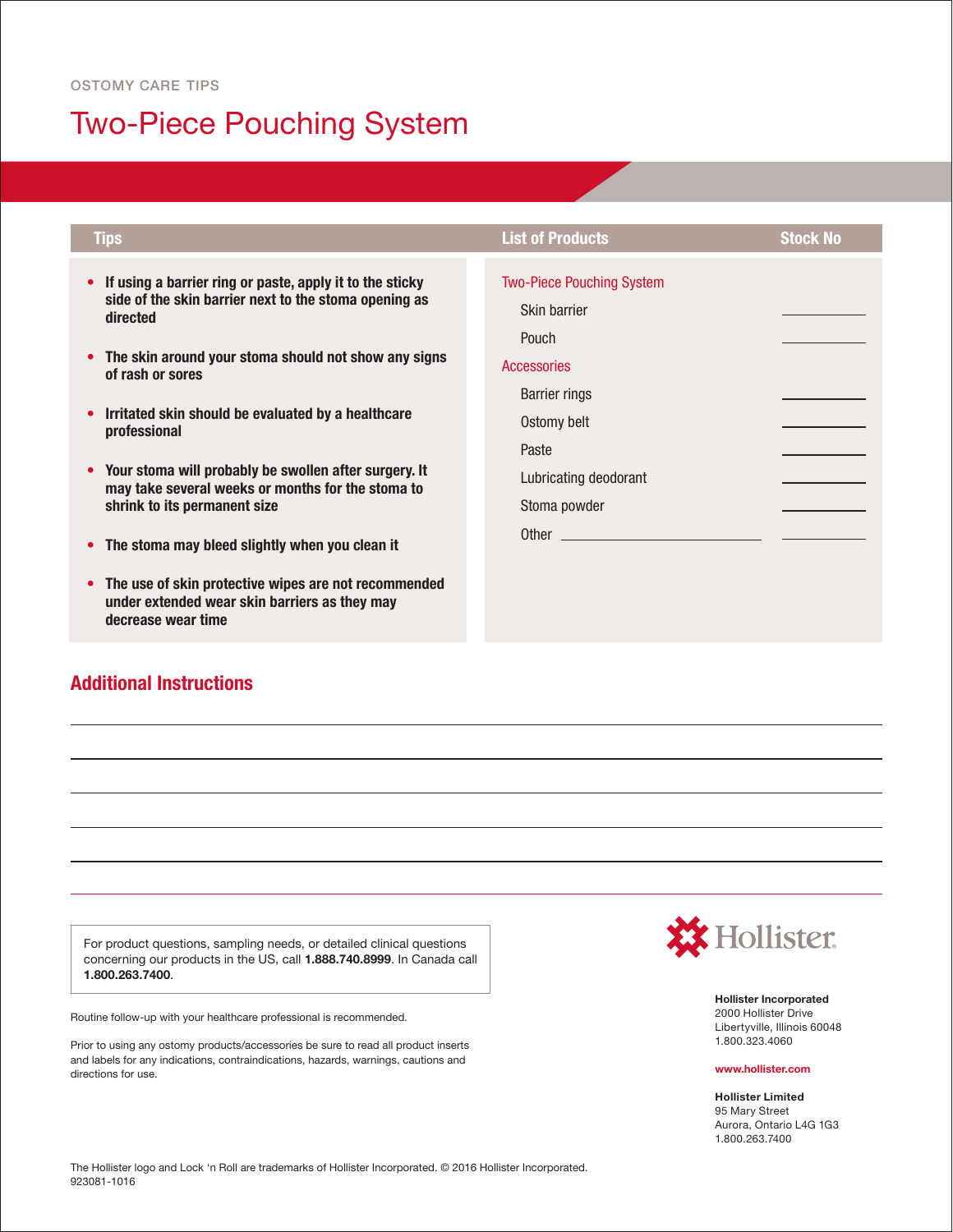OSTOMY CARE TIPS

# Two-Piece Pouching System

## Tips

- **If using a barrier ring or paste, apply it to the sticky side of the skin barrier next to the stoma opening as directed**
- **The skin around your stoma should not show any signs of rash or sores**
- **Irritated skin should be evaluated by a healthcare professional**
- **Your stoma will probably be swollen after surgery. It may take several weeks or months for the stoma to shrink to its permanent size**
- **The stoma may bleed slightly when you clean it**
- **The use of skin protective wipes are not recommended under extended wear skin barriers as they may decrease wear time**

| List of Products | Stock No |
| --- | --- |
| **Two-Piece Pouching System** | |
| Skin barrier | ________ |
| Pouch | ________ |
| **Accessories** | |
| Barrier rings | ________ |
| Ostomy belt | ________ |
| Paste | ________ |
| Lubricating deodorant | ________ |
| Stoma powder | ________ |
| Other ________________ | ________ |

## Additional Instructions

_______________________________________________

_______________________________________________

_______________________________________________

_______________________________________________

_______________________________________________

For product questions, sampling needs, or detailed clinical questions concerning our products in the US, call **1.888.740.8999**. In Canada call **1.800.263.7400**.

Routine follow-up with your healthcare professional is recommended.

Prior to using any ostomy products/accessories be sure to read all product inserts and labels for any indications, contraindications, hazards, warnings, cautions and directions for use.

Hollister

**Hollister Incorporated**
2000 Hollister Drive
Libertyville, Illinois 60048
1.800.323.4060

**www.hollister.com**

**Hollister Limited**
95 Mary Street
Aurora, Ontario L4G 1G3
1.800.263.7400

The Hollister logo and Lock 'n Roll are trademarks of Hollister Incorporated. © 2016 Hollister Incorporated.
923081-1016